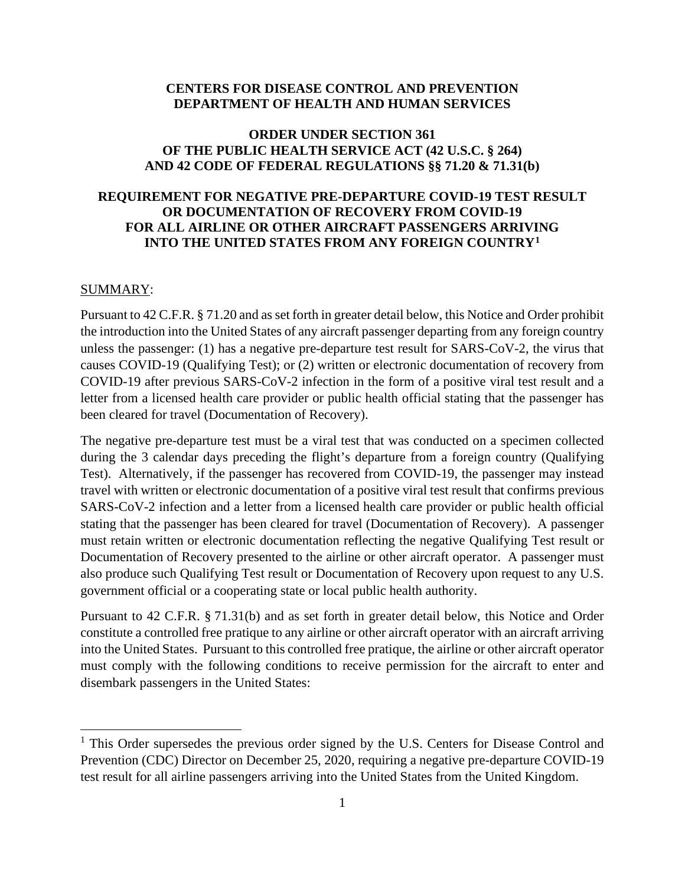**CENTERS FOR DISEASE CONTROL AND PREVENTION**
**DEPARTMENT OF HEALTH AND HUMAN SERVICES**

# ORDER UNDER SECTION 361 OF THE PUBLIC HEALTH SERVICE ACT (42 U.S.C. § 264) AND 42 CODE OF FEDERAL REGULATIONS §§ 71.20 & 71.31(b)

## REQUIREMENT FOR NEGATIVE PRE-DEPARTURE COVID-19 TEST RESULT OR DOCUMENTATION OF RECOVERY FROM COVID-19 FOR ALL AIRLINE OR OTHER AIRCRAFT PASSENGERS ARRIVING INTO THE UNITED STATES FROM ANY FOREIGN COUNTRY[1]

SUMMARY:

Pursuant to 42 C.F.R. § 71.20 and as set forth in greater detail below, this Notice and Order prohibit the introduction into the United States of any aircraft passenger departing from any foreign country unless the passenger: (1) has a negative pre-departure test result for SARS-CoV-2, the virus that causes COVID-19 (Qualifying Test); or (2) written or electronic documentation of recovery from COVID-19 after previous SARS-CoV-2 infection in the form of a positive viral test result and a letter from a licensed health care provider or public health official stating that the passenger has been cleared for travel (Documentation of Recovery).

The negative pre-departure test must be a viral test that was conducted on a specimen collected during the 3 calendar days preceding the flight's departure from a foreign country (Qualifying Test). Alternatively, if the passenger has recovered from COVID-19, the passenger may instead travel with written or electronic documentation of a positive viral test result that confirms previous SARS-CoV-2 infection and a letter from a licensed health care provider or public health official stating that the passenger has been cleared for travel (Documentation of Recovery). A passenger must retain written or electronic documentation reflecting the negative Qualifying Test result or Documentation of Recovery presented to the airline or other aircraft operator. A passenger must also produce such Qualifying Test result or Documentation of Recovery upon request to any U.S. government official or a cooperating state or local public health authority.

Pursuant to 42 C.F.R. § 71.31(b) and as set forth in greater detail below, this Notice and Order constitute a controlled free pratique to any airline or other aircraft operator with an aircraft arriving into the United States. Pursuant to this controlled free pratique, the airline or other aircraft operator must comply with the following conditions to receive permission for the aircraft to enter and disembark passengers in the United States:

---

[1] This Order supersedes the previous order signed by the U.S. Centers for Disease Control and Prevention (CDC) Director on December 25, 2020, requiring a negative pre-departure COVID-19 test result for all airline passengers arriving into the United States from the United Kingdom.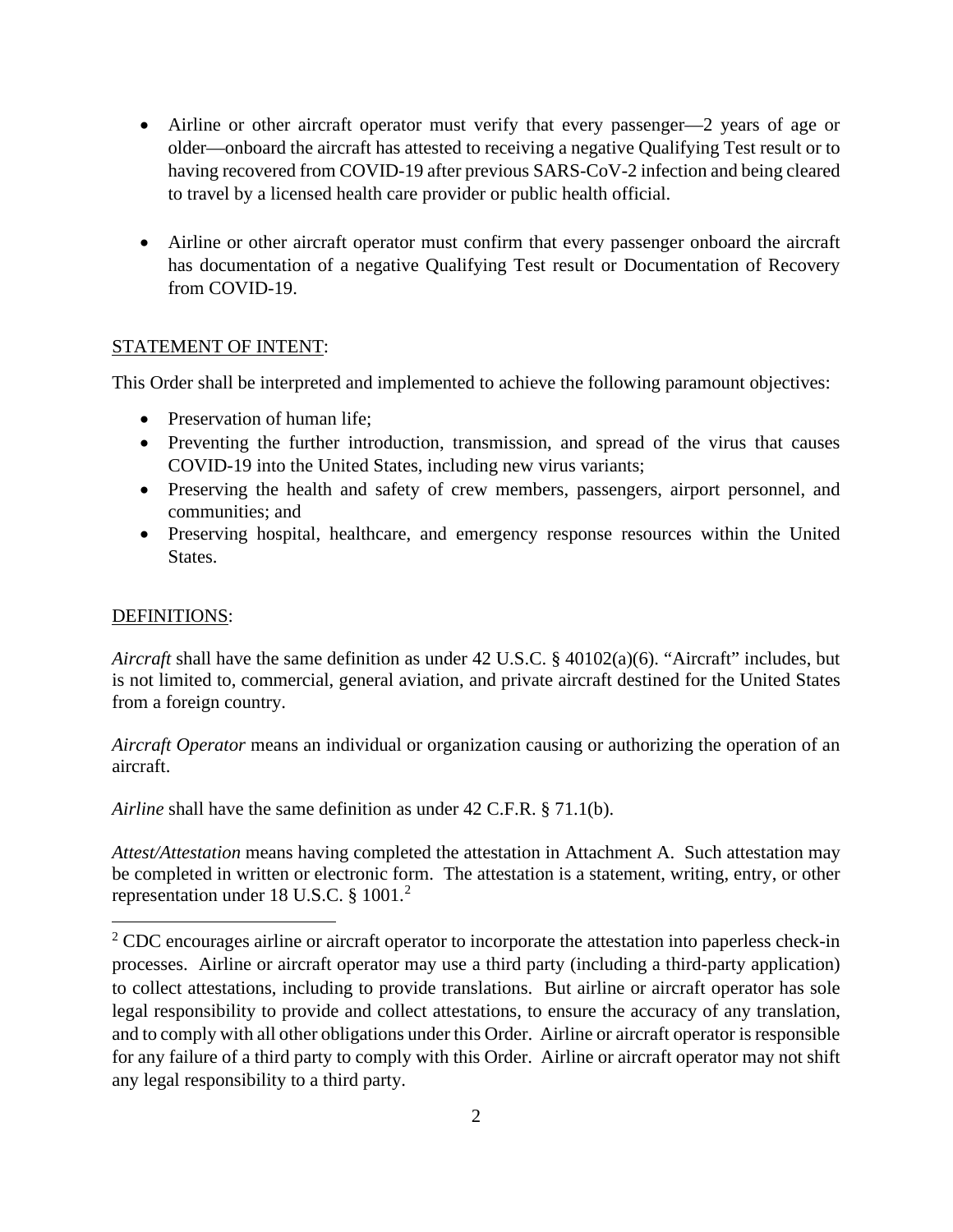- Airline or other aircraft operator must verify that every passenger—2 years of age or older—onboard the aircraft has attested to receiving a negative Qualifying Test result or to having recovered from COVID-19 after previous SARS-CoV-2 infection and being cleared to travel by a licensed health care provider or public health official.

- Airline or other aircraft operator must confirm that every passenger onboard the aircraft has documentation of a negative Qualifying Test result or Documentation of Recovery from COVID-19.

STATEMENT OF INTENT:

This Order shall be interpreted and implemented to achieve the following paramount objectives:

- Preservation of human life;
- Preventing the further introduction, transmission, and spread of the virus that causes COVID-19 into the United States, including new virus variants;
- Preserving the health and safety of crew members, passengers, airport personnel, and communities; and
- Preserving hospital, healthcare, and emergency response resources within the United States.

DEFINITIONS:

*Aircraft* shall have the same definition as under 42 U.S.C. § 40102(a)(6). "Aircraft" includes, but is not limited to, commercial, general aviation, and private aircraft destined for the United States from a foreign country.

*Aircraft Operator* means an individual or organization causing or authorizing the operation of an aircraft.

*Airline* shall have the same definition as under 42 C.F.R. § 71.1(b).

*Attest/Attestation* means having completed the attestation in Attachment A. Such attestation may be completed in written or electronic form. The attestation is a statement, writing, entry, or other representation under 18 U.S.C. § 1001.[2]

[2] CDC encourages airline or aircraft operator to incorporate the attestation into paperless check-in processes. Airline or aircraft operator may use a third party (including a third-party application) to collect attestations, including to provide translations. But airline or aircraft operator has sole legal responsibility to provide and collect attestations, to ensure the accuracy of any translation, and to comply with all other obligations under this Order. Airline or aircraft operator is responsible for any failure of a third party to comply with this Order. Airline or aircraft operator may not shift any legal responsibility to a third party.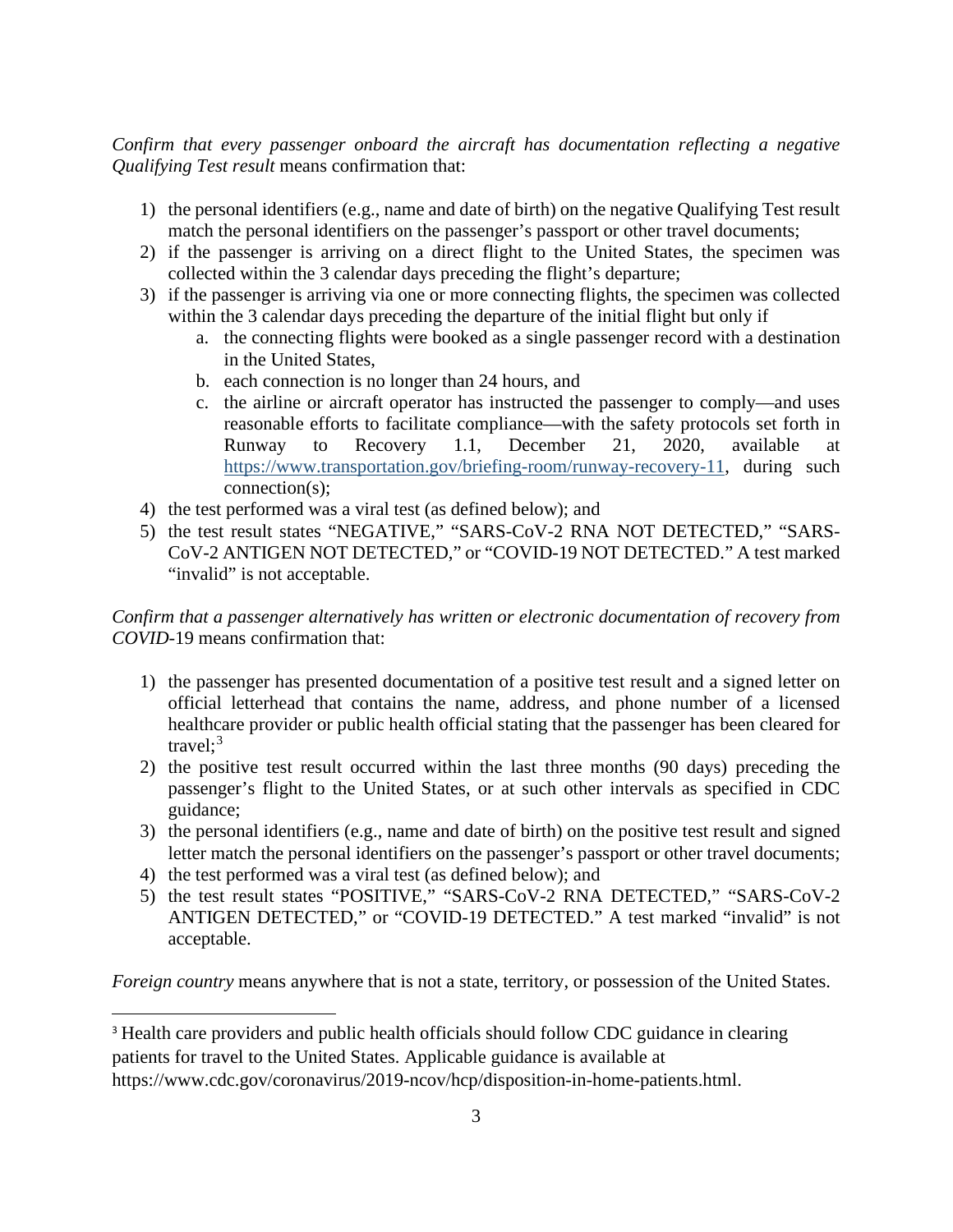*Confirm that every passenger onboard the aircraft has documentation reflecting a negative Qualifying Test result* means confirmation that:

1) the personal identifiers (e.g., name and date of birth) on the negative Qualifying Test result match the personal identifiers on the passenger's passport or other travel documents;
2) if the passenger is arriving on a direct flight to the United States, the specimen was collected within the 3 calendar days preceding the flight's departure;
3) if the passenger is arriving via one or more connecting flights, the specimen was collected within the 3 calendar days preceding the departure of the initial flight but only if
   a. the connecting flights were booked as a single passenger record with a destination in the United States,
   b. each connection is no longer than 24 hours, and
   c. the airline or aircraft operator has instructed the passenger to comply—and uses reasonable efforts to facilitate compliance—with the safety protocols set forth in Runway to Recovery 1.1, December 21, 2020, available at https://www.transportation.gov/briefing-room/runway-recovery-11, during such connection(s);
4) the test performed was a viral test (as defined below); and
5) the test result states "NEGATIVE," "SARS-CoV-2 RNA NOT DETECTED," "SARS-CoV-2 ANTIGEN NOT DETECTED," or "COVID-19 NOT DETECTED." A test marked "invalid" is not acceptable.

*Confirm that a passenger alternatively has written or electronic documentation of recovery from COVID*-19 means confirmation that:

1) the passenger has presented documentation of a positive test result and a signed letter on official letterhead that contains the name, address, and phone number of a licensed healthcare provider or public health official stating that the passenger has been cleared for travel;[3]
2) the positive test result occurred within the last three months (90 days) preceding the passenger's flight to the United States, or at such other intervals as specified in CDC guidance;
3) the personal identifiers (e.g., name and date of birth) on the positive test result and signed letter match the personal identifiers on the passenger's passport or other travel documents;
4) the test performed was a viral test (as defined below); and
5) the test result states "POSITIVE," "SARS-CoV-2 RNA DETECTED," "SARS-CoV-2 ANTIGEN DETECTED," or "COVID-19 DETECTED." A test marked "invalid" is not acceptable.

*Foreign country* means anywhere that is not a state, territory, or possession of the United States.

---

[3] Health care providers and public health officials should follow CDC guidance in clearing patients for travel to the United States. Applicable guidance is available at https://www.cdc.gov/coronavirus/2019-ncov/hcp/disposition-in-home-patients.html.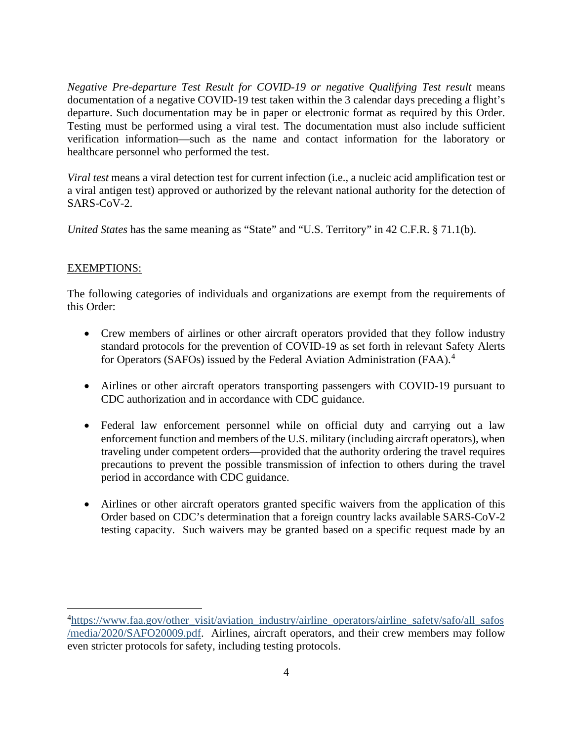*Negative Pre-departure Test Result for COVID-19 or negative Qualifying Test result* means documentation of a negative COVID-19 test taken within the 3 calendar days preceding a flight's departure. Such documentation may be in paper or electronic format as required by this Order. Testing must be performed using a viral test. The documentation must also include sufficient verification information—such as the name and contact information for the laboratory or healthcare personnel who performed the test.

*Viral test* means a viral detection test for current infection (i.e., a nucleic acid amplification test or a viral antigen test) approved or authorized by the relevant national authority for the detection of SARS-CoV-2.

*United States* has the same meaning as "State" and "U.S. Territory" in 42 C.F.R. § 71.1(b).

<u>EXEMPTIONS:</u>

The following categories of individuals and organizations are exempt from the requirements of this Order:

- Crew members of airlines or other aircraft operators provided that they follow industry standard protocols for the prevention of COVID-19 as set forth in relevant Safety Alerts for Operators (SAFOs) issued by the Federal Aviation Administration (FAA).[4]

- Airlines or other aircraft operators transporting passengers with COVID-19 pursuant to CDC authorization and in accordance with CDC guidance.

- Federal law enforcement personnel while on official duty and carrying out a law enforcement function and members of the U.S. military (including aircraft operators), when traveling under competent orders—provided that the authority ordering the travel requires precautions to prevent the possible transmission of infection to others during the travel period in accordance with CDC guidance.

- Airlines or other aircraft operators granted specific waivers from the application of this Order based on CDC's determination that a foreign country lacks available SARS-CoV-2 testing capacity. Such waivers may be granted based on a specific request made by an

---

[4] https://www.faa.gov/other_visit/aviation_industry/airline_operators/airline_safety/safo/all_safos/media/2020/SAFO20009.pdf. Airlines, aircraft operators, and their crew members may follow even stricter protocols for safety, including testing protocols.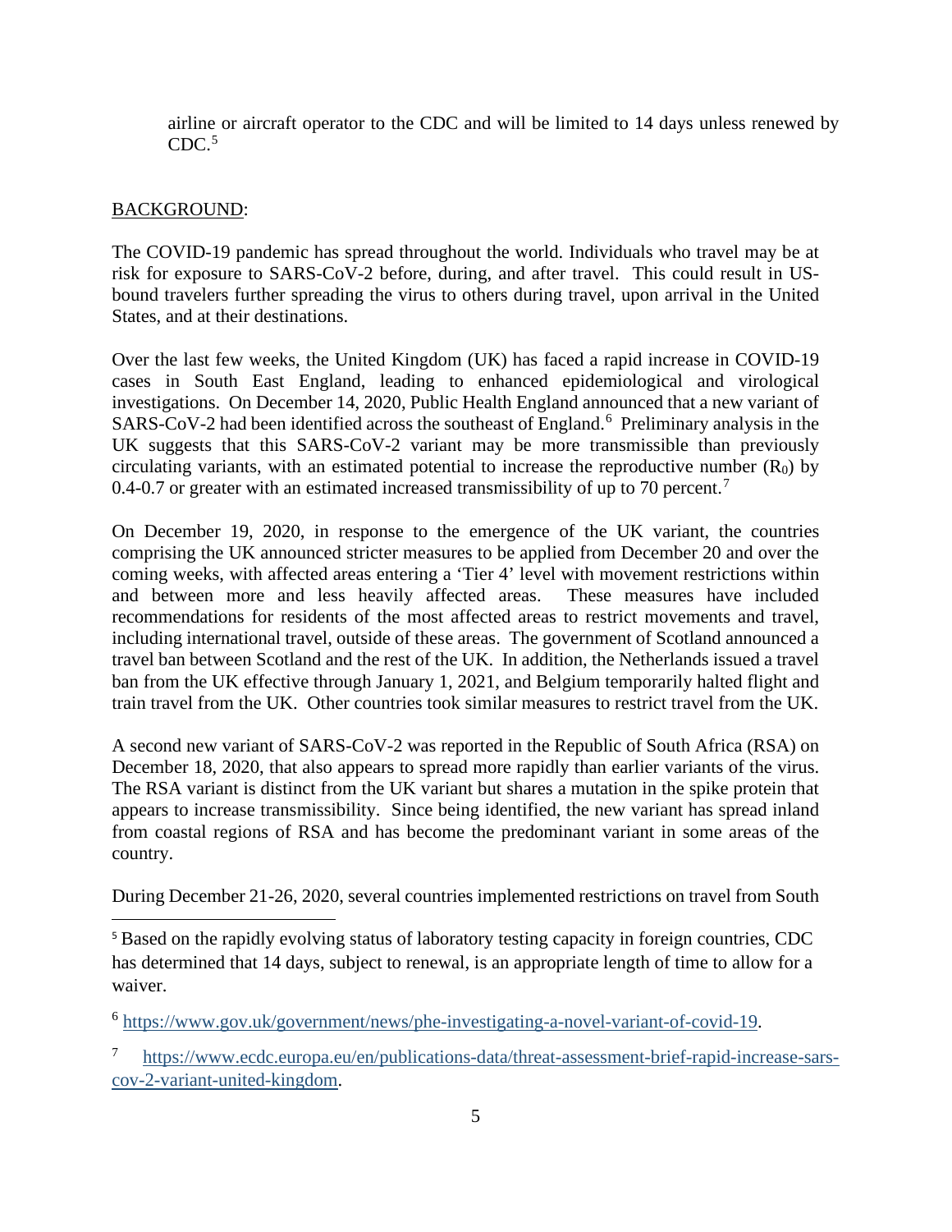airline or aircraft operator to the CDC and will be limited to 14 days unless renewed by CDC.[5]

BACKGROUND:

The COVID-19 pandemic has spread throughout the world. Individuals who travel may be at risk for exposure to SARS-CoV-2 before, during, and after travel. This could result in US-bound travelers further spreading the virus to others during travel, upon arrival in the United States, and at their destinations.

Over the last few weeks, the United Kingdom (UK) has faced a rapid increase in COVID-19 cases in South East England, leading to enhanced epidemiological and virological investigations. On December 14, 2020, Public Health England announced that a new variant of SARS-CoV-2 had been identified across the southeast of England.[6] Preliminary analysis in the UK suggests that this SARS-CoV-2 variant may be more transmissible than previously circulating variants, with an estimated potential to increase the reproductive number ($R_0$) by 0.4-0.7 or greater with an estimated increased transmissibility of up to 70 percent.[7]

On December 19, 2020, in response to the emergence of the UK variant, the countries comprising the UK announced stricter measures to be applied from December 20 and over the coming weeks, with affected areas entering a 'Tier 4' level with movement restrictions within and between more and less heavily affected areas. These measures have included recommendations for residents of the most affected areas to restrict movements and travel, including international travel, outside of these areas. The government of Scotland announced a travel ban between Scotland and the rest of the UK. In addition, the Netherlands issued a travel ban from the UK effective through January 1, 2021, and Belgium temporarily halted flight and train travel from the UK. Other countries took similar measures to restrict travel from the UK.

A second new variant of SARS-CoV-2 was reported in the Republic of South Africa (RSA) on December 18, 2020, that also appears to spread more rapidly than earlier variants of the virus. The RSA variant is distinct from the UK variant but shares a mutation in the spike protein that appears to increase transmissibility. Since being identified, the new variant has spread inland from coastal regions of RSA and has become the predominant variant in some areas of the country.

During December 21-26, 2020, several countries implemented restrictions on travel from South

---

[5] Based on the rapidly evolving status of laboratory testing capacity in foreign countries, CDC has determined that 14 days, subject to renewal, is an appropriate length of time to allow for a waiver.

[6] https://www.gov.uk/government/news/phe-investigating-a-novel-variant-of-covid-19.

[7] https://www.ecdc.europa.eu/en/publications-data/threat-assessment-brief-rapid-increase-sars-cov-2-variant-united-kingdom.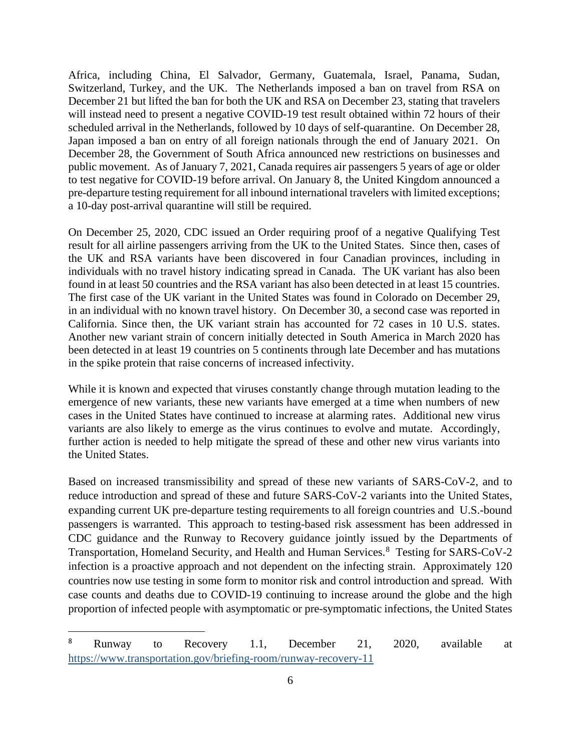Africa, including China, El Salvador, Germany, Guatemala, Israel, Panama, Sudan, Switzerland, Turkey, and the UK. The Netherlands imposed a ban on travel from RSA on December 21 but lifted the ban for both the UK and RSA on December 23, stating that travelers will instead need to present a negative COVID-19 test result obtained within 72 hours of their scheduled arrival in the Netherlands, followed by 10 days of self-quarantine. On December 28, Japan imposed a ban on entry of all foreign nationals through the end of January 2021. On December 28, the Government of South Africa announced new restrictions on businesses and public movement. As of January 7, 2021, Canada requires air passengers 5 years of age or older to test negative for COVID-19 before arrival. On January 8, the United Kingdom announced a pre-departure testing requirement for all inbound international travelers with limited exceptions; a 10-day post-arrival quarantine will still be required.

On December 25, 2020, CDC issued an Order requiring proof of a negative Qualifying Test result for all airline passengers arriving from the UK to the United States. Since then, cases of the UK and RSA variants have been discovered in four Canadian provinces, including in individuals with no travel history indicating spread in Canada. The UK variant has also been found in at least 50 countries and the RSA variant has also been detected in at least 15 countries. The first case of the UK variant in the United States was found in Colorado on December 29, in an individual with no known travel history. On December 30, a second case was reported in California. Since then, the UK variant strain has accounted for 72 cases in 10 U.S. states. Another new variant strain of concern initially detected in South America in March 2020 has been detected in at least 19 countries on 5 continents through late December and has mutations in the spike protein that raise concerns of increased infectivity.

While it is known and expected that viruses constantly change through mutation leading to the emergence of new variants, these new variants have emerged at a time when numbers of new cases in the United States have continued to increase at alarming rates. Additional new virus variants are also likely to emerge as the virus continues to evolve and mutate. Accordingly, further action is needed to help mitigate the spread of these and other new virus variants into the United States.

Based on increased transmissibility and spread of these new variants of SARS-CoV-2, and to reduce introduction and spread of these and future SARS-CoV-2 variants into the United States, expanding current UK pre-departure testing requirements to all foreign countries and U.S.-bound passengers is warranted. This approach to testing-based risk assessment has been addressed in CDC guidance and the Runway to Recovery guidance jointly issued by the Departments of Transportation, Homeland Security, and Health and Human Services.[8] Testing for SARS-CoV-2 infection is a proactive approach and not dependent on the infecting strain. Approximately 120 countries now use testing in some form to monitor risk and control introduction and spread. With case counts and deaths due to COVID-19 continuing to increase around the globe and the high proportion of infected people with asymptomatic or pre-symptomatic infections, the United States

---

[8] Runway to Recovery 1.1, December 21, 2020, available at https://www.transportation.gov/briefing-room/runway-recovery-11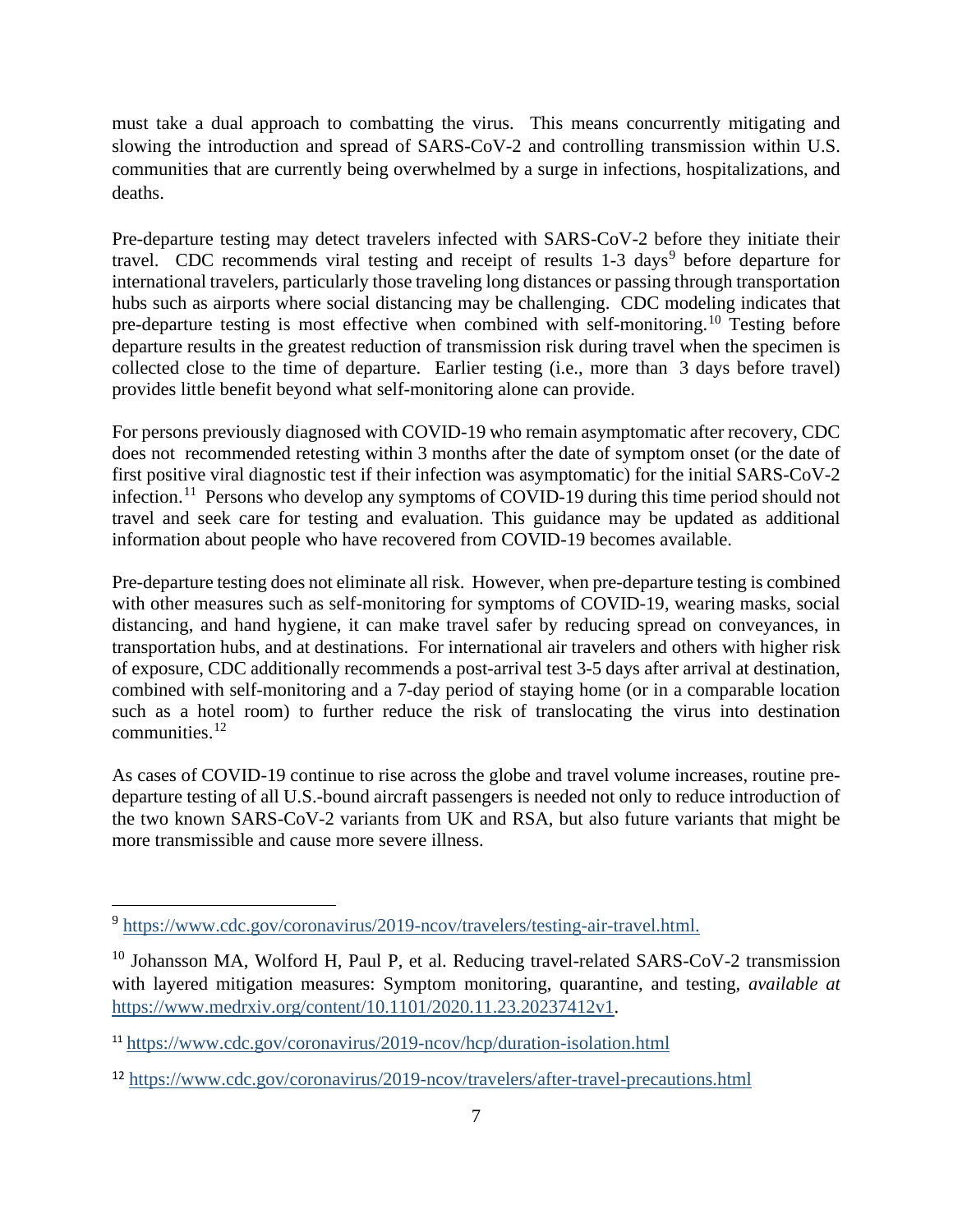must take a dual approach to combatting the virus. This means concurrently mitigating and slowing the introduction and spread of SARS-CoV-2 and controlling transmission within U.S. communities that are currently being overwhelmed by a surge in infections, hospitalizations, and deaths.

Pre-departure testing may detect travelers infected with SARS-CoV-2 before they initiate their travel. CDC recommends viral testing and receipt of results 1-3 days[9] before departure for international travelers, particularly those traveling long distances or passing through transportation hubs such as airports where social distancing may be challenging. CDC modeling indicates that pre-departure testing is most effective when combined with self-monitoring.[10] Testing before departure results in the greatest reduction of transmission risk during travel when the specimen is collected close to the time of departure. Earlier testing (i.e., more than 3 days before travel) provides little benefit beyond what self-monitoring alone can provide.

For persons previously diagnosed with COVID-19 who remain asymptomatic after recovery, CDC does not recommended retesting within 3 months after the date of symptom onset (or the date of first positive viral diagnostic test if their infection was asymptomatic) for the initial SARS-CoV-2 infection.[11] Persons who develop any symptoms of COVID-19 during this time period should not travel and seek care for testing and evaluation. This guidance may be updated as additional information about people who have recovered from COVID-19 becomes available.

Pre-departure testing does not eliminate all risk. However, when pre-departure testing is combined with other measures such as self-monitoring for symptoms of COVID-19, wearing masks, social distancing, and hand hygiene, it can make travel safer by reducing spread on conveyances, in transportation hubs, and at destinations. For international air travelers and others with higher risk of exposure, CDC additionally recommends a post-arrival test 3-5 days after arrival at destination, combined with self-monitoring and a 7-day period of staying home (or in a comparable location such as a hotel room) to further reduce the risk of translocating the virus into destination communities.[12]

As cases of COVID-19 continue to rise across the globe and travel volume increases, routine pre-departure testing of all U.S.-bound aircraft passengers is needed not only to reduce introduction of the two known SARS-CoV-2 variants from UK and RSA, but also future variants that might be more transmissible and cause more severe illness.

---

[9] https://www.cdc.gov/coronavirus/2019-ncov/travelers/testing-air-travel.html.

[10] Johansson MA, Wolford H, Paul P, et al. Reducing travel-related SARS-CoV-2 transmission with layered mitigation measures: Symptom monitoring, quarantine, and testing, *available at* https://www.medrxiv.org/content/10.1101/2020.11.23.20237412v1.

[11] https://www.cdc.gov/coronavirus/2019-ncov/hcp/duration-isolation.html

[12] https://www.cdc.gov/coronavirus/2019-ncov/travelers/after-travel-precautions.html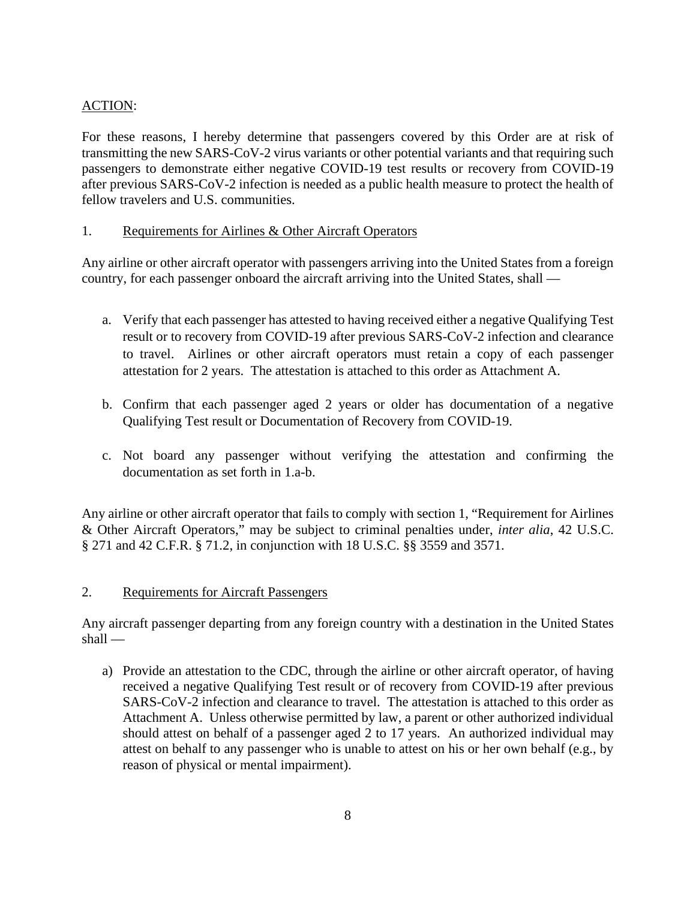ACTION:

For these reasons, I hereby determine that passengers covered by this Order are at risk of transmitting the new SARS-CoV-2 virus variants or other potential variants and that requiring such passengers to demonstrate either negative COVID-19 test results or recovery from COVID-19 after previous SARS-CoV-2 infection is needed as a public health measure to protect the health of fellow travelers and U.S. communities.

1. Requirements for Airlines & Other Aircraft Operators

Any airline or other aircraft operator with passengers arriving into the United States from a foreign country, for each passenger onboard the aircraft arriving into the United States, shall —

a. Verify that each passenger has attested to having received either a negative Qualifying Test result or to recovery from COVID-19 after previous SARS-CoV-2 infection and clearance to travel. Airlines or other aircraft operators must retain a copy of each passenger attestation for 2 years. The attestation is attached to this order as Attachment A.

b. Confirm that each passenger aged 2 years or older has documentation of a negative Qualifying Test result or Documentation of Recovery from COVID-19.

c. Not board any passenger without verifying the attestation and confirming the documentation as set forth in 1.a-b.

Any airline or other aircraft operator that fails to comply with section 1, "Requirement for Airlines & Other Aircraft Operators," may be subject to criminal penalties under, *inter alia*, 42 U.S.C. § 271 and 42 C.F.R. § 71.2, in conjunction with 18 U.S.C. §§ 3559 and 3571.

2. Requirements for Aircraft Passengers

Any aircraft passenger departing from any foreign country with a destination in the United States shall —

a) Provide an attestation to the CDC, through the airline or other aircraft operator, of having received a negative Qualifying Test result or of recovery from COVID-19 after previous SARS-CoV-2 infection and clearance to travel. The attestation is attached to this order as Attachment A. Unless otherwise permitted by law, a parent or other authorized individual should attest on behalf of a passenger aged 2 to 17 years. An authorized individual may attest on behalf to any passenger who is unable to attest on his or her own behalf (e.g., by reason of physical or mental impairment).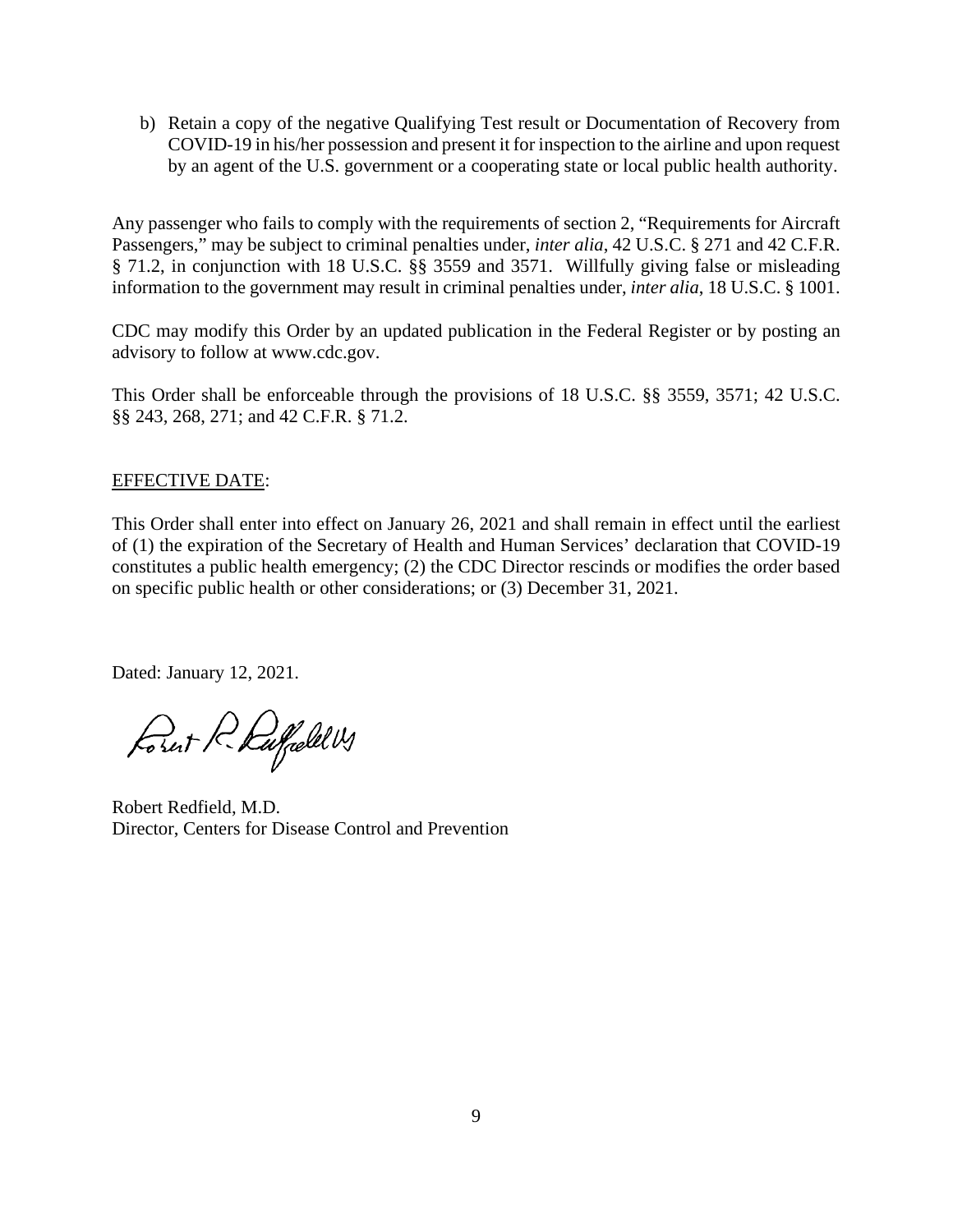b) Retain a copy of the negative Qualifying Test result or Documentation of Recovery from COVID-19 in his/her possession and present it for inspection to the airline and upon request by an agent of the U.S. government or a cooperating state or local public health authority.

Any passenger who fails to comply with the requirements of section 2, "Requirements for Aircraft Passengers," may be subject to criminal penalties under, *inter alia*, 42 U.S.C. § 271 and 42 C.F.R. § 71.2, in conjunction with 18 U.S.C. §§ 3559 and 3571. Willfully giving false or misleading information to the government may result in criminal penalties under, *inter alia*, 18 U.S.C. § 1001.

CDC may modify this Order by an updated publication in the Federal Register or by posting an advisory to follow at www.cdc.gov.

This Order shall be enforceable through the provisions of 18 U.S.C. §§ 3559, 3571; 42 U.S.C. §§ 243, 268, 271; and 42 C.F.R. § 71.2.

EFFECTIVE DATE:

This Order shall enter into effect on January 26, 2021 and shall remain in effect until the earliest of (1) the expiration of the Secretary of Health and Human Services' declaration that COVID-19 constitutes a public health emergency; (2) the CDC Director rescinds or modifies the order based on specific public health or other considerations; or (3) December 31, 2021.

Dated: January 12, 2021.

Robert Redfield, M.D.
Director, Centers for Disease Control and Prevention